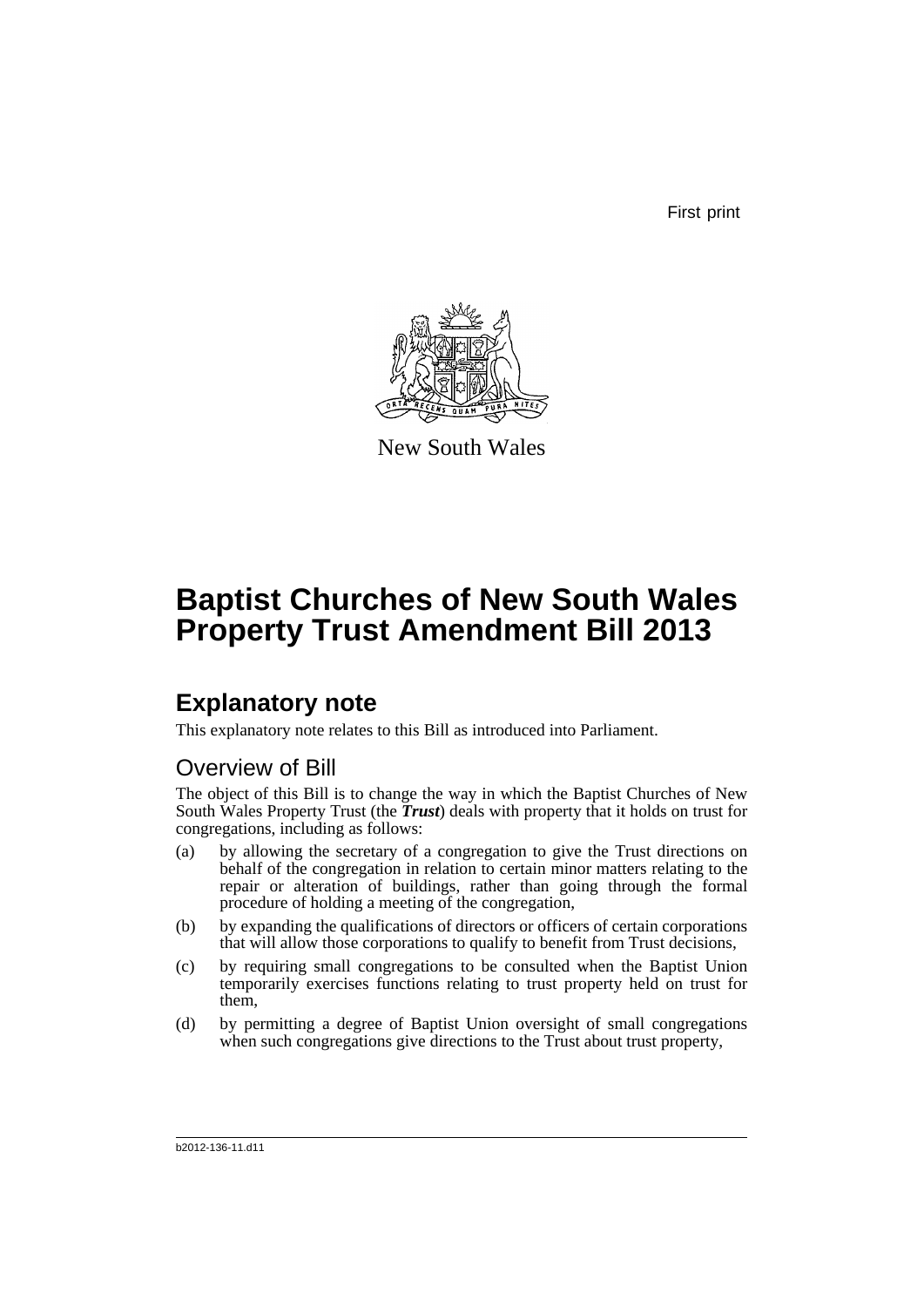First print

New South Wales

# Baptist Churches of New South Wales Property Trust Amendment Bill 2013

## Explanatory note

This explanatory note relates to this Bill as introduced into Parliament.

### Overview of Bill

The object of this Bill is to change the way in which the Baptist Churches of New South Wales Property Trust (the ***Trust***) deals with property that it holds on trust for congregations, including as follows:

(a) by allowing the secretary of a congregation to give the Trust directions on behalf of the congregation in relation to certain minor matters relating to the repair or alteration of buildings, rather than going through the formal procedure of holding a meeting of the congregation,

(b) by expanding the qualifications of directors or officers of certain corporations that will allow those corporations to qualify to benefit from Trust decisions,

(c) by requiring small congregations to be consulted when the Baptist Union temporarily exercises functions relating to trust property held on trust for them,

(d) by permitting a degree of Baptist Union oversight of small congregations when such congregations give directions to the Trust about trust property,

b2012-136-11.d11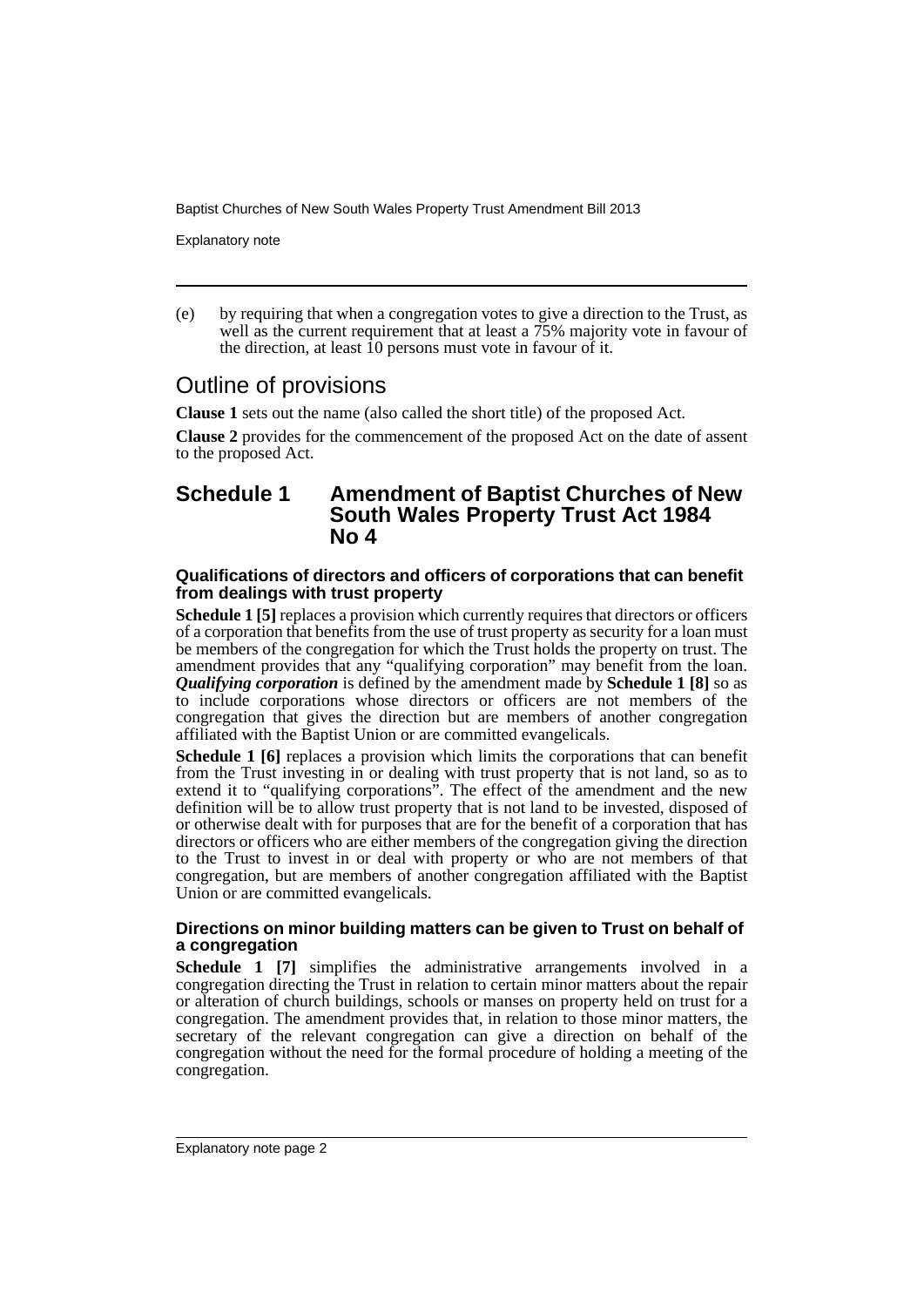(e) by requiring that when a congregation votes to give a direction to the Trust, as well as the current requirement that at least a 75% majority vote in favour of the direction, at least 10 persons must vote in favour of it.

## Outline of provisions

**Clause 1** sets out the name (also called the short title) of the proposed Act.

**Clause 2** provides for the commencement of the proposed Act on the date of assent to the proposed Act.

## Schedule 1 Amendment of Baptist Churches of New South Wales Property Trust Act 1984 No 4

### Qualifications of directors and officers of corporations that can benefit from dealings with trust property

**Schedule 1 [5]** replaces a provision which currently requires that directors or officers of a corporation that benefits from the use of trust property as security for a loan must be members of the congregation for which the Trust holds the property on trust. The amendment provides that any "qualifying corporation" may benefit from the loan. ***Qualifying corporation*** is defined by the amendment made by **Schedule 1 [8]** so as to include corporations whose directors or officers are not members of the congregation that gives the direction but are members of another congregation affiliated with the Baptist Union or are committed evangelicals.

**Schedule 1 [6]** replaces a provision which limits the corporations that can benefit from the Trust investing in or dealing with trust property that is not land, so as to extend it to "qualifying corporations". The effect of the amendment and the new definition will be to allow trust property that is not land to be invested, disposed of or otherwise dealt with for purposes that are for the benefit of a corporation that has directors or officers who are either members of the congregation giving the direction to the Trust to invest in or deal with property or who are not members of that congregation, but are members of another congregation affiliated with the Baptist Union or are committed evangelicals.

### Directions on minor building matters can be given to Trust on behalf of a congregation

**Schedule 1 [7]** simplifies the administrative arrangements involved in a congregation directing the Trust in relation to certain minor matters about the repair or alteration of church buildings, schools or manses on property held on trust for a congregation. The amendment provides that, in relation to those minor matters, the secretary of the relevant congregation can give a direction on behalf of the congregation without the need for the formal procedure of holding a meeting of the congregation.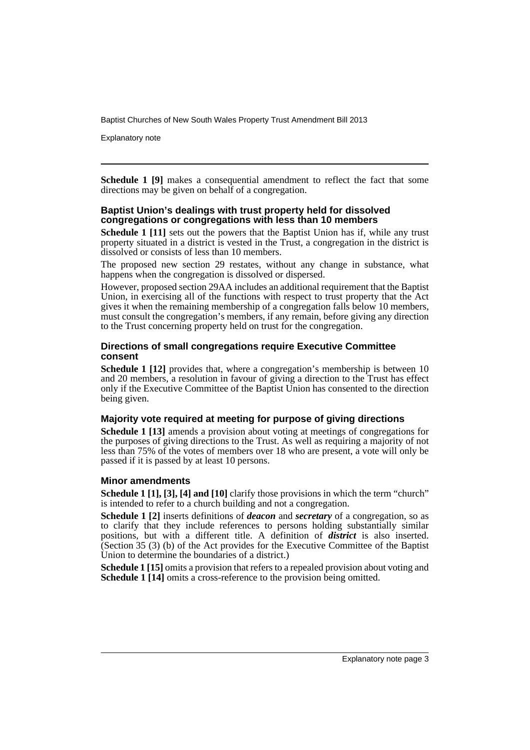**Schedule 1 [9]** makes a consequential amendment to reflect the fact that some directions may be given on behalf of a congregation.

### Baptist Union's dealings with trust property held for dissolved congregations or congregations with less than 10 members

**Schedule 1 [11]** sets out the powers that the Baptist Union has if, while any trust property situated in a district is vested in the Trust, a congregation in the district is dissolved or consists of less than 10 members.

The proposed new section 29 restates, without any change in substance, what happens when the congregation is dissolved or dispersed.

However, proposed section 29AA includes an additional requirement that the Baptist Union, in exercising all of the functions with respect to trust property that the Act gives it when the remaining membership of a congregation falls below 10 members, must consult the congregation's members, if any remain, before giving any direction to the Trust concerning property held on trust for the congregation.

### Directions of small congregations require Executive Committee consent

**Schedule 1 [12]** provides that, where a congregation's membership is between 10 and 20 members, a resolution in favour of giving a direction to the Trust has effect only if the Executive Committee of the Baptist Union has consented to the direction being given.

### Majority vote required at meeting for purpose of giving directions

**Schedule 1 [13]** amends a provision about voting at meetings of congregations for the purposes of giving directions to the Trust. As well as requiring a majority of not less than 75% of the votes of members over 18 who are present, a vote will only be passed if it is passed by at least 10 persons.

### Minor amendments

**Schedule 1 [1], [3], [4] and [10]** clarify those provisions in which the term "church" is intended to refer to a church building and not a congregation.

**Schedule 1 [2]** inserts definitions of ***deacon*** and ***secretary*** of a congregation, so as to clarify that they include references to persons holding substantially similar positions, but with a different title. A definition of ***district*** is also inserted. (Section 35 (3) (b) of the Act provides for the Executive Committee of the Baptist Union to determine the boundaries of a district.)

**Schedule 1 [15]** omits a provision that refers to a repealed provision about voting and **Schedule 1 [14]** omits a cross-reference to the provision being omitted.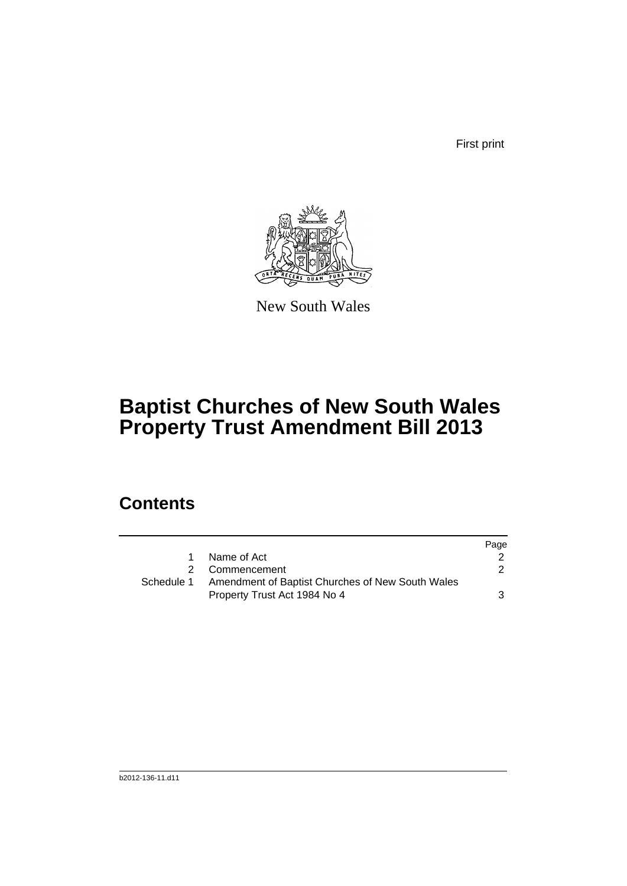First print

New South Wales

# Baptist Churches of New South Wales Property Trust Amendment Bill 2013

## Contents

| | | Page |
|---|---|---|
| 1 | Name of Act | 2 |
| 2 | Commencement | 2 |
| Schedule 1 | Amendment of Baptist Churches of New South Wales Property Trust Act 1984 No 4 | 3 |

b2012-136-11.d11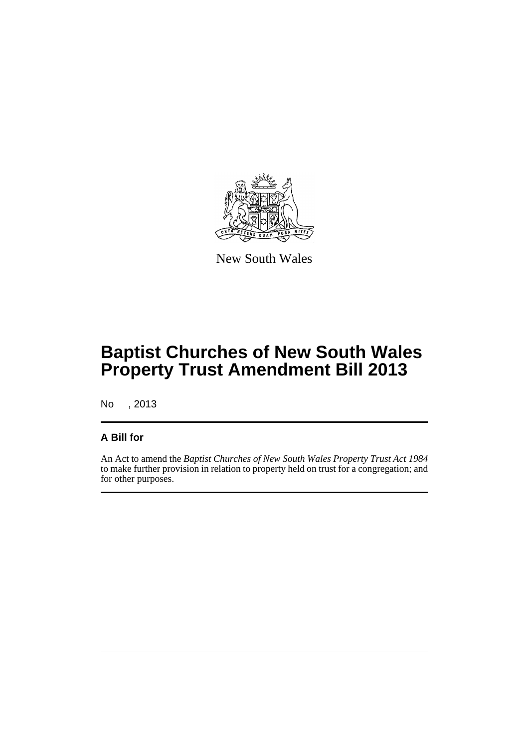New South Wales

# Baptist Churches of New South Wales Property Trust Amendment Bill 2013

No , 2013

## A Bill for

An Act to amend the *Baptist Churches of New South Wales Property Trust Act 1984* to make further provision in relation to property held on trust for a congregation; and for other purposes.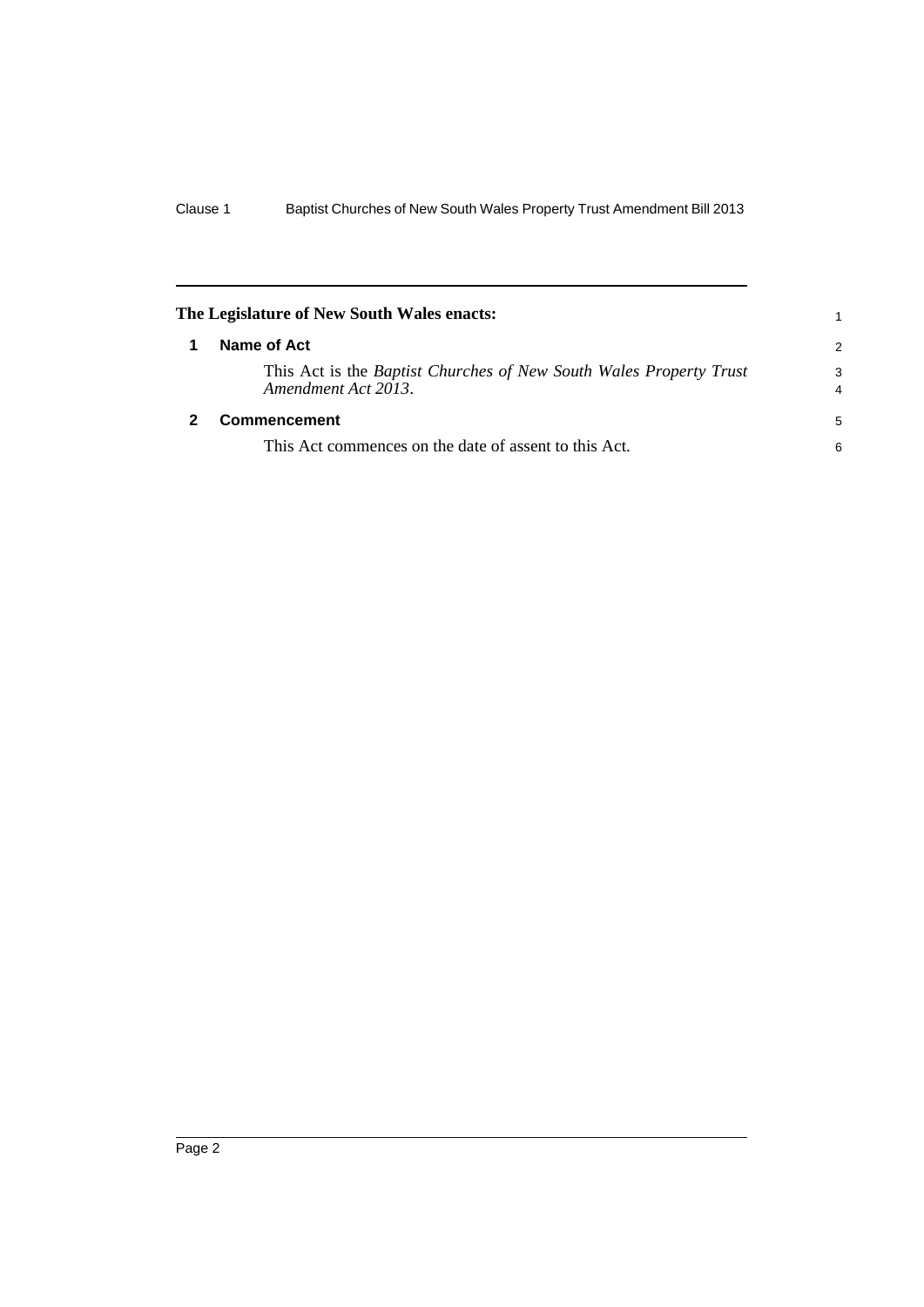**The Legislature of New South Wales enacts:**

## 1 Name of Act

This Act is the *Baptist Churches of New South Wales Property Trust Amendment Act 2013*.

## 2 Commencement

This Act commences on the date of assent to this Act.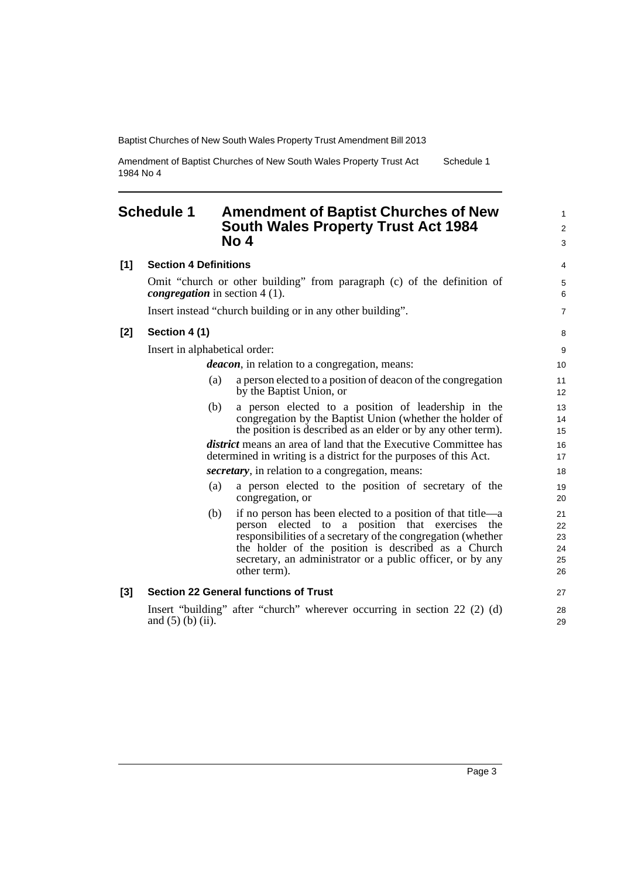# Schedule 1 Amendment of Baptist Churches of New South Wales Property Trust Act 1984 No 4

**[1] Section 4 Definitions**

Omit "church or other building" from paragraph (c) of the definition of ***congregation*** in section 4 (1).

Insert instead "church building or in any other building".

**[2] Section 4 (1)**

Insert in alphabetical order:

***deacon***, in relation to a congregation, means:

(a) a person elected to a position of deacon of the congregation by the Baptist Union, or

(b) a person elected to a position of leadership in the congregation by the Baptist Union (whether the holder of the position is described as an elder or by any other term).

***district*** means an area of land that the Executive Committee has determined in writing is a district for the purposes of this Act.

***secretary***, in relation to a congregation, means:

(a) a person elected to the position of secretary of the congregation, or

(b) if no person has been elected to a position of that title—a person elected to a position that exercises the responsibilities of a secretary of the congregation (whether the holder of the position is described as a Church secretary, an administrator or a public officer, or by any other term).

**[3] Section 22 General functions of Trust**

Insert "building" after "church" wherever occurring in section 22 (2) (d) and (5) (b) (ii).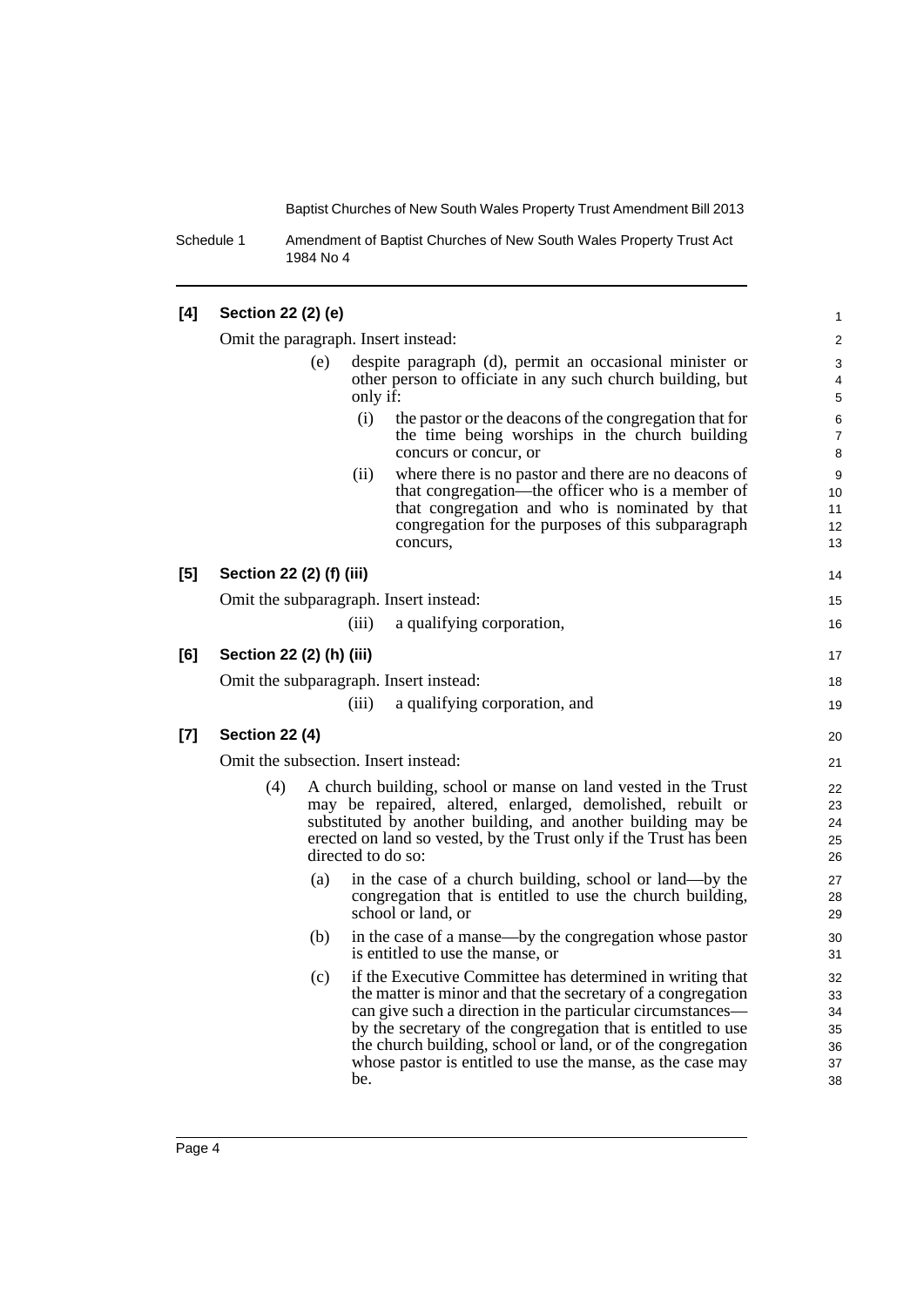**[4] Section 22 (2) (e)**

Omit the paragraph. Insert instead:

(e) despite paragraph (d), permit an occasional minister or other person to officiate in any such church building, but only if:

(i) the pastor or the deacons of the congregation that for the time being worships in the church building concurs or concur, or

(ii) where there is no pastor and there are no deacons of that congregation—the officer who is a member of that congregation and who is nominated by that congregation for the purposes of this subparagraph concurs,

**[5] Section 22 (2) (f) (iii)**

Omit the subparagraph. Insert instead:

(iii) a qualifying corporation,

**[6] Section 22 (2) (h) (iii)**

Omit the subparagraph. Insert instead:

(iii) a qualifying corporation, and

**[7] Section 22 (4)**

Omit the subsection. Insert instead:

(4) A church building, school or manse on land vested in the Trust may be repaired, altered, enlarged, demolished, rebuilt or substituted by another building, and another building may be erected on land so vested, by the Trust only if the Trust has been directed to do so:

(a) in the case of a church building, school or land—by the congregation that is entitled to use the church building, school or land, or

(b) in the case of a manse—by the congregation whose pastor is entitled to use the manse, or

(c) if the Executive Committee has determined in writing that the matter is minor and that the secretary of a congregation can give such a direction in the particular circumstances—by the secretary of the congregation that is entitled to use the church building, school or land, or of the congregation whose pastor is entitled to use the manse, as the case may be.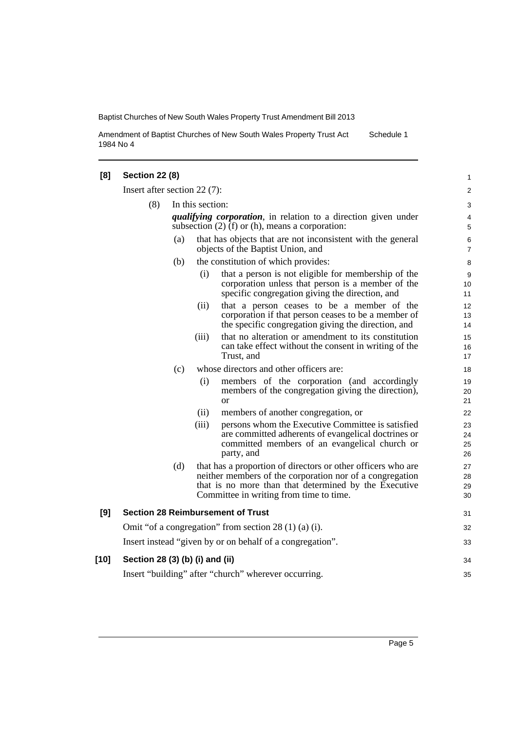**[8] Section 22 (8)**

Insert after section 22 (7):

(8) In this section:

***qualifying corporation***, in relation to a direction given under subsection (2) (f) or (h), means a corporation:

(a) that has objects that are not inconsistent with the general objects of the Baptist Union, and

(b) the constitution of which provides:

(i) that a person is not eligible for membership of the corporation unless that person is a member of the specific congregation giving the direction, and

(ii) that a person ceases to be a member of the corporation if that person ceases to be a member of the specific congregation giving the direction, and

(iii) that no alteration or amendment to its constitution can take effect without the consent in writing of the Trust, and

(c) whose directors and other officers are:

(i) members of the corporation (and accordingly members of the congregation giving the direction), or

(ii) members of another congregation, or

(iii) persons whom the Executive Committee is satisfied are committed adherents of evangelical doctrines or committed members of an evangelical church or party, and

(d) that has a proportion of directors or other officers who are neither members of the corporation nor of a congregation that is no more than that determined by the Executive Committee in writing from time to time.

**[9] Section 28 Reimbursement of Trust**

Omit "of a congregation" from section 28 (1) (a) (i).

Insert instead "given by or on behalf of a congregation".

**[10] Section 28 (3) (b) (i) and (ii)**

Insert "building" after "church" wherever occurring.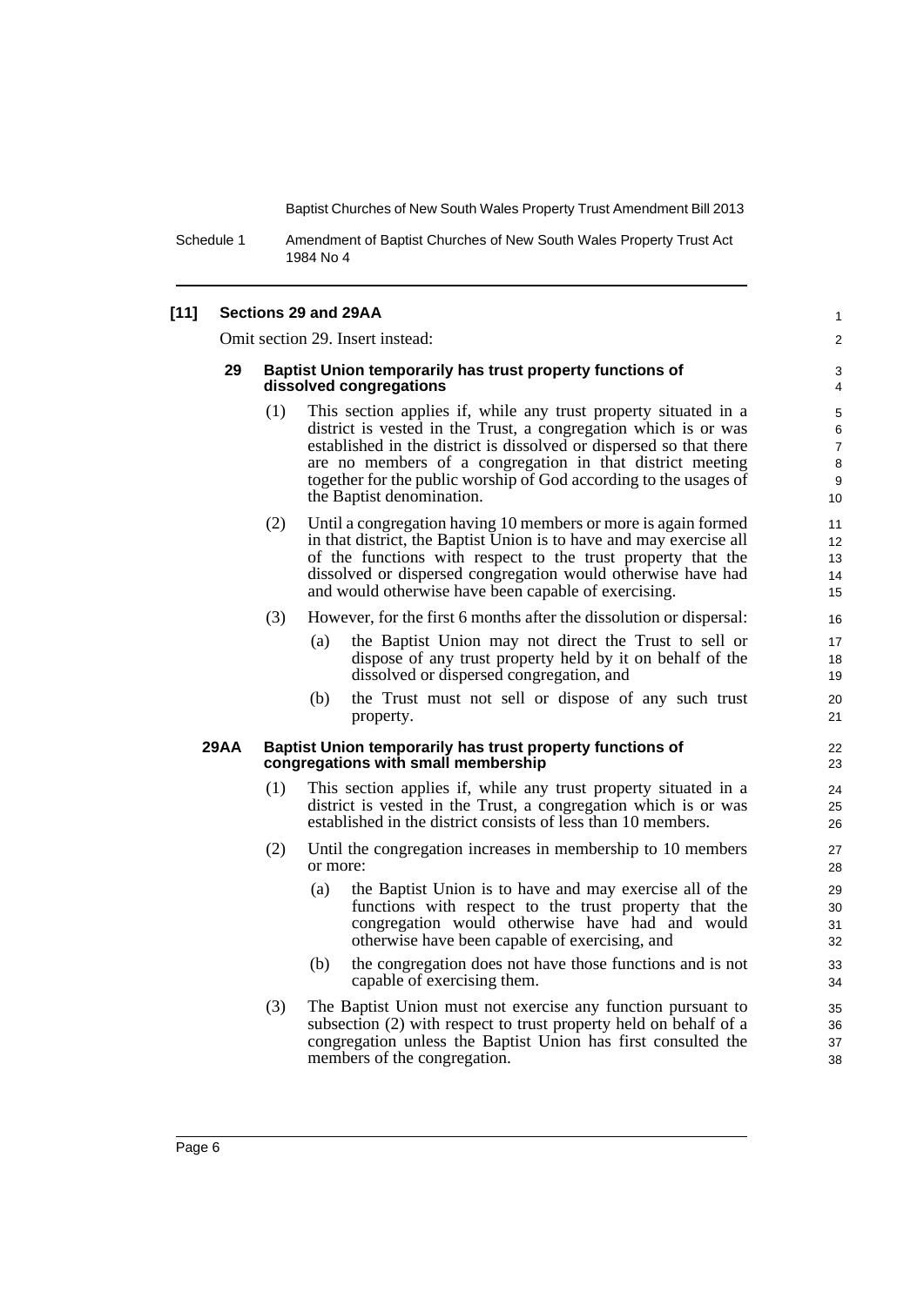**[11] Sections 29 and 29AA**

Omit section 29. Insert instead:

**29 Baptist Union temporarily has trust property functions of dissolved congregations**

(1) This section applies if, while any trust property situated in a district is vested in the Trust, a congregation which is or was established in the district is dissolved or dispersed so that there are no members of a congregation in that district meeting together for the public worship of God according to the usages of the Baptist denomination.

(2) Until a congregation having 10 members or more is again formed in that district, the Baptist Union is to have and may exercise all of the functions with respect to the trust property that the dissolved or dispersed congregation would otherwise have had and would otherwise have been capable of exercising.

(3) However, for the first 6 months after the dissolution or dispersal:

(a) the Baptist Union may not direct the Trust to sell or dispose of any trust property held by it on behalf of the dissolved or dispersed congregation, and

(b) the Trust must not sell or dispose of any such trust property.

**29AA Baptist Union temporarily has trust property functions of congregations with small membership**

(1) This section applies if, while any trust property situated in a district is vested in the Trust, a congregation which is or was established in the district consists of less than 10 members.

(2) Until the congregation increases in membership to 10 members or more:

(a) the Baptist Union is to have and may exercise all of the functions with respect to the trust property that the congregation would otherwise have had and would otherwise have been capable of exercising, and

(b) the congregation does not have those functions and is not capable of exercising them.

(3) The Baptist Union must not exercise any function pursuant to subsection (2) with respect to trust property held on behalf of a congregation unless the Baptist Union has first consulted the members of the congregation.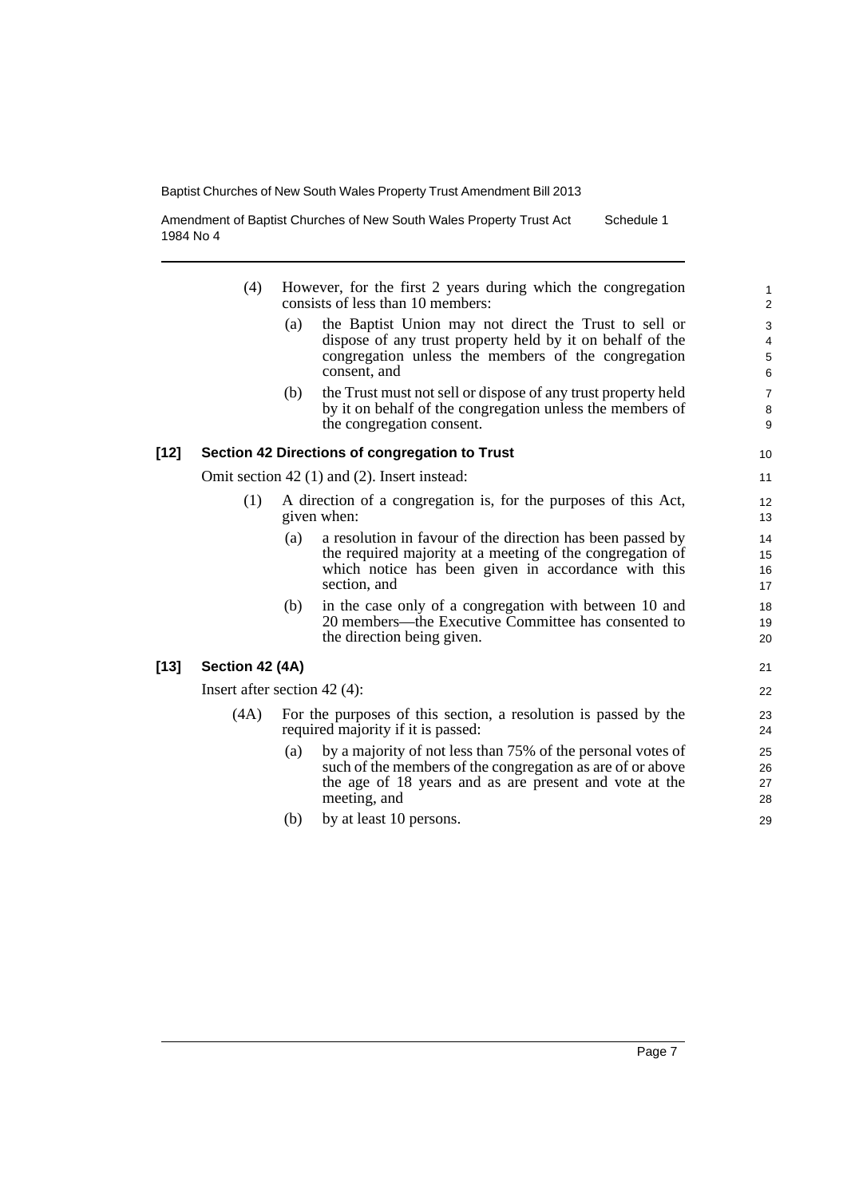(4) However, for the first 2 years during which the congregation consists of less than 10 members:

(a) the Baptist Union may not direct the Trust to sell or dispose of any trust property held by it on behalf of the congregation unless the members of the congregation consent, and

(b) the Trust must not sell or dispose of any trust property held by it on behalf of the congregation unless the members of the congregation consent.

### [12] Section 42 Directions of congregation to Trust

Omit section 42 (1) and (2). Insert instead:

(1) A direction of a congregation is, for the purposes of this Act, given when:

(a) a resolution in favour of the direction has been passed by the required majority at a meeting of the congregation of which notice has been given in accordance with this section, and

(b) in the case only of a congregation with between 10 and 20 members—the Executive Committee has consented to the direction being given.

### [13] Section 42 (4A)

Insert after section 42 (4):

(4A) For the purposes of this section, a resolution is passed by the required majority if it is passed:

(a) by a majority of not less than 75% of the personal votes of such of the members of the congregation as are of or above the age of 18 years and as are present and vote at the meeting, and

(b) by at least 10 persons.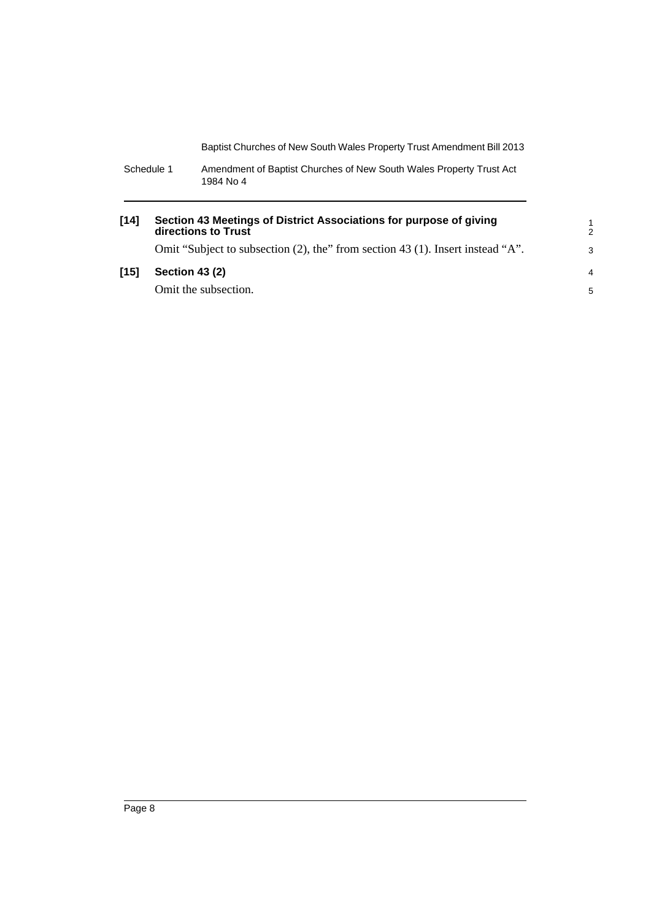**[14] Section 43 Meetings of District Associations for purpose of giving directions to Trust**

Omit "Subject to subsection (2), the" from section 43 (1). Insert instead "A".

**[15] Section 43 (2)**

Omit the subsection.